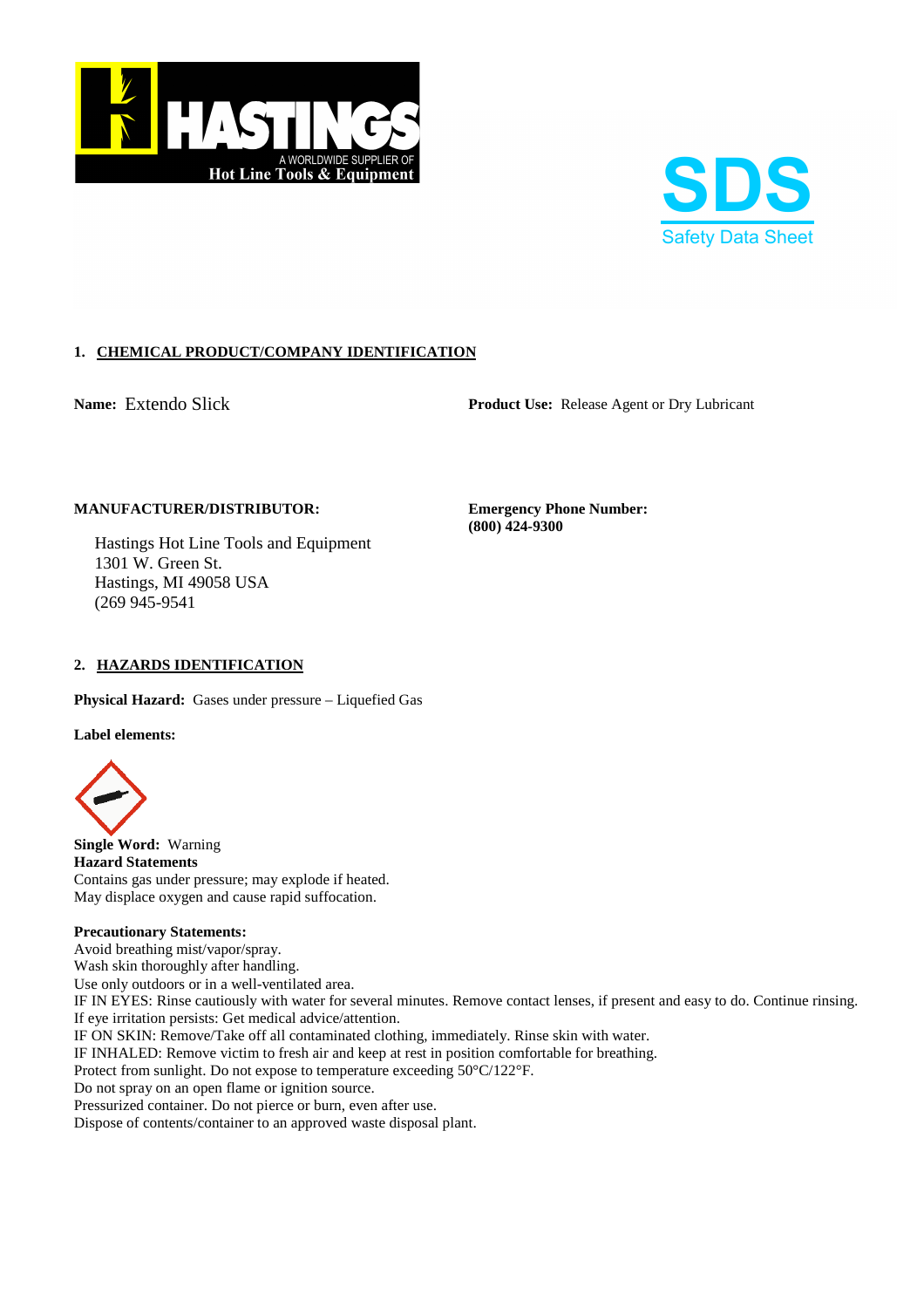HASTINGS
A WORLDWIDE SUPPLIER OF
Hot Line Tools & Equipment

SDS
Safety Data Sheet

## 1. CHEMICAL PRODUCT/COMPANY IDENTIFICATION

**Name:** Extendo Slick

**Product Use:** Release Agent or Dry Lubricant

**MANUFACTURER/DISTRIBUTOR:**

Hastings Hot Line Tools and Equipment
1301 W. Green St.
Hastings, MI 49058 USA
(269 945-9541

**Emergency Phone Number:**
**(800) 424-9300**

## 2. HAZARDS IDENTIFICATION

**Physical Hazard:** Gases under pressure – Liquefied Gas

**Label elements:**

**Single Word:** Warning
**Hazard Statements**
Contains gas under pressure; may explode if heated.
May displace oxygen and cause rapid suffocation.

**Precautionary Statements:**
Avoid breathing mist/vapor/spray.
Wash skin thoroughly after handling.
Use only outdoors or in a well-ventilated area.
IF IN EYES: Rinse cautiously with water for several minutes. Remove contact lenses, if present and easy to do. Continue rinsing.
If eye irritation persists: Get medical advice/attention.
IF ON SKIN: Remove/Take off all contaminated clothing, immediately. Rinse skin with water.
IF INHALED: Remove victim to fresh air and keep at rest in position comfortable for breathing.
Protect from sunlight. Do not expose to temperature exceeding 50°C/122°F.
Do not spray on an open flame or ignition source.
Pressurized container. Do not pierce or burn, even after use.
Dispose of contents/container to an approved waste disposal plant.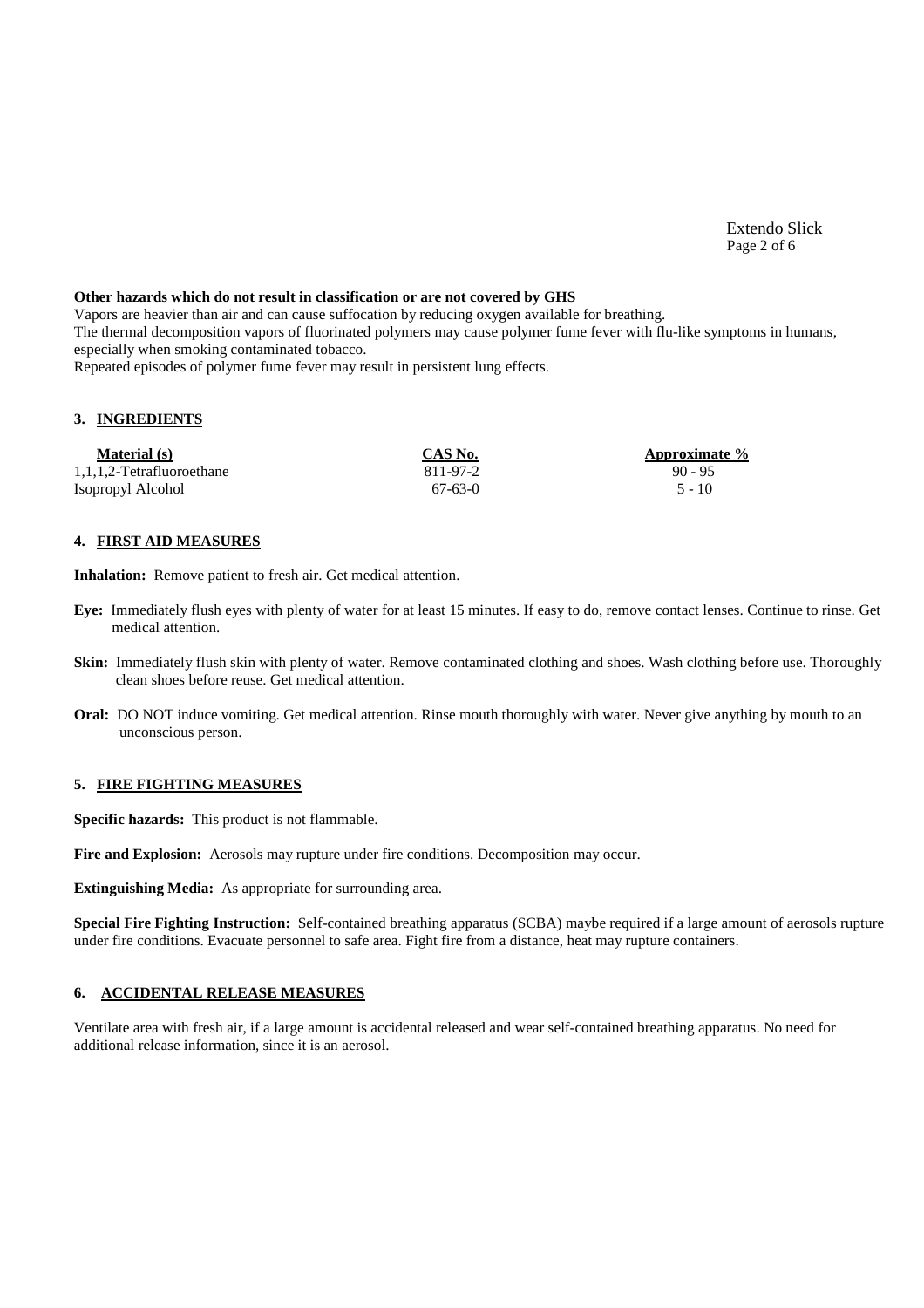**Other hazards which do not result in classification or are not covered by GHS**

Vapors are heavier than air and can cause suffocation by reducing oxygen available for breathing.
The thermal decomposition vapors of fluorinated polymers may cause polymer fume fever with flu-like symptoms in humans, especially when smoking contaminated tobacco.
Repeated episodes of polymer fume fever may result in persistent lung effects.

## 3. INGREDIENTS

| Material (s) | CAS No. | Approximate % |
| --- | --- | --- |
| 1,1,1,2-Tetrafluoroethane | 811-97-2 | 90 - 95 |
| Isopropyl Alcohol | 67-63-0 | 5 - 10 |

## 4. FIRST AID MEASURES

**Inhalation:** Remove patient to fresh air. Get medical attention.

**Eye:** Immediately flush eyes with plenty of water for at least 15 minutes. If easy to do, remove contact lenses. Continue to rinse. Get medical attention.

**Skin:** Immediately flush skin with plenty of water. Remove contaminated clothing and shoes. Wash clothing before use. Thoroughly clean shoes before reuse. Get medical attention.

**Oral:** DO NOT induce vomiting. Get medical attention. Rinse mouth thoroughly with water. Never give anything by mouth to an unconscious person.

## 5. FIRE FIGHTING MEASURES

**Specific hazards:** This product is not flammable.

**Fire and Explosion:** Aerosols may rupture under fire conditions. Decomposition may occur.

**Extinguishing Media:** As appropriate for surrounding area.

**Special Fire Fighting Instruction:** Self-contained breathing apparatus (SCBA) maybe required if a large amount of aerosols rupture under fire conditions. Evacuate personnel to safe area. Fight fire from a distance, heat may rupture containers.

## 6. ACCIDENTAL RELEASE MEASURES

Ventilate area with fresh air, if a large amount is accidental released and wear self-contained breathing apparatus. No need for additional release information, since it is an aerosol.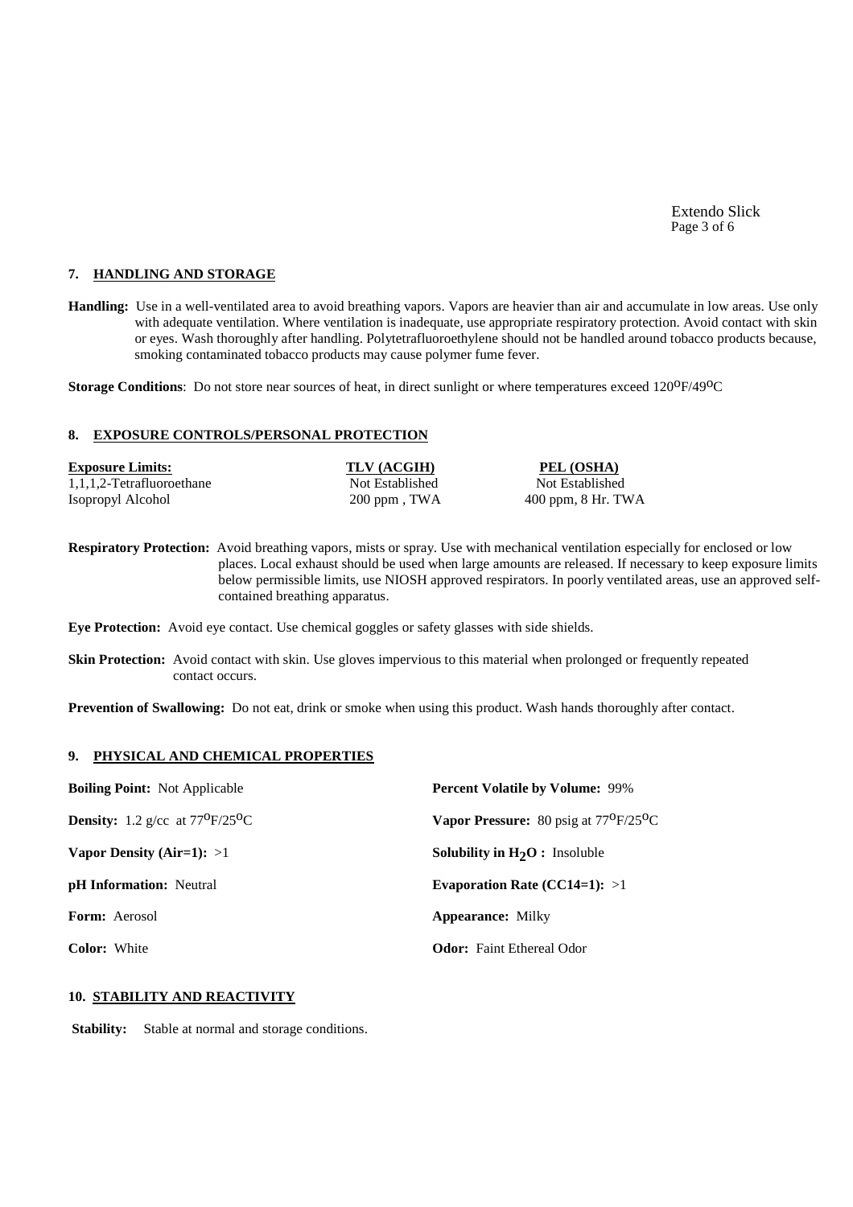## 7. HANDLING AND STORAGE

**Handling:** Use in a well-ventilated area to avoid breathing vapors. Vapors are heavier than air and accumulate in low areas. Use only with adequate ventilation. Where ventilation is inadequate, use appropriate respiratory protection. Avoid contact with skin or eyes. Wash thoroughly after handling. Polytetrafluoroethylene should not be handled around tobacco products because, smoking contaminated tobacco products may cause polymer fume fever.

**Storage Conditions**: Do not store near sources of heat, in direct sunlight or where temperatures exceed 120$^{o}$F/49$^{o}$C

## 8. EXPOSURE CONTROLS/PERSONAL PROTECTION

| Exposure Limits: | TLV (ACGIH) | PEL (OSHA) |
|---|---|---|
| 1,1,1,2-Tetrafluoroethane | Not Established | Not Established |
| Isopropyl Alcohol | 200 ppm , TWA | 400 ppm, 8 Hr. TWA |

**Respiratory Protection:** Avoid breathing vapors, mists or spray. Use with mechanical ventilation especially for enclosed or low places. Local exhaust should be used when large amounts are released. If necessary to keep exposure limits below permissible limits, use NIOSH approved respirators. In poorly ventilated areas, use an approved self-contained breathing apparatus.

**Eye Protection:** Avoid eye contact. Use chemical goggles or safety glasses with side shields.

**Skin Protection:** Avoid contact with skin. Use gloves impervious to this material when prolonged or frequently repeated contact occurs.

**Prevention of Swallowing:** Do not eat, drink or smoke when using this product. Wash hands thoroughly after contact.

## 9. PHYSICAL AND CHEMICAL PROPERTIES

**Boiling Point:** Not Applicable

**Density:** 1.2 g/cc at 77$^{o}$F/25$^{o}$C

**Vapor Density (Air=1):** >1

**pH Information:** Neutral

**Form:** Aerosol

**Color:** White

**Percent Volatile by Volume:** 99%

**Vapor Pressure:** 80 psig at 77$^{o}$F/25$^{o}$C

**Solubility in $H_2O$ :** Insoluble

**Evaporation Rate (CC14=1):** >1

**Appearance:** Milky

**Odor:** Faint Ethereal Odor

## 10. STABILITY AND REACTIVITY

**Stability:** Stable at normal and storage conditions.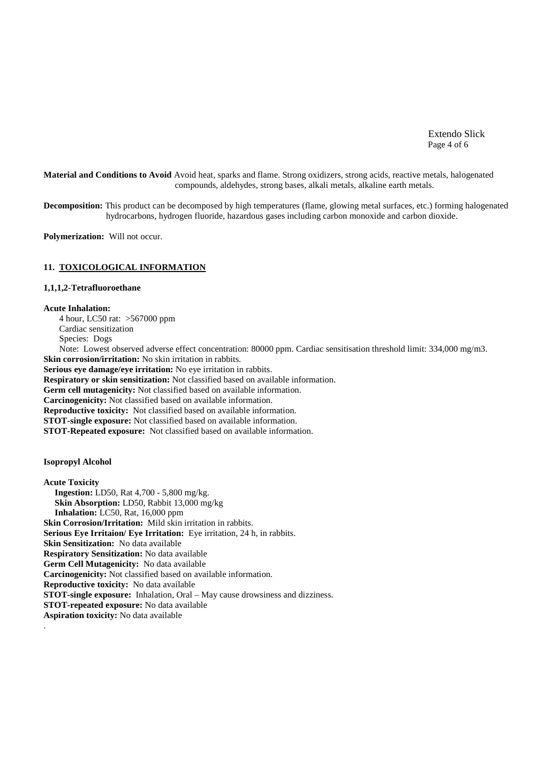**Material and Conditions to Avoid** Avoid heat, sparks and flame. Strong oxidizers, strong acids, reactive metals, halogenated compounds, aldehydes, strong bases, alkali metals, alkaline earth metals.

**Decomposition:** This product can be decomposed by high temperatures (flame, glowing metal surfaces, etc.) forming halogenated hydrocarbons, hydrogen fluoride, hazardous gases including carbon monoxide and carbon dioxide.

**Polymerization:** Will not occur.

## 11. TOXICOLOGICAL INFORMATION

**1,1,1,2-Tetrafluoroethane**

**Acute Inhalation:**

4 hour, LC50 rat: >567000 ppm
Cardiac sensitization
Species: Dogs
Note: Lowest observed adverse effect concentration: 80000 ppm. Cardiac sensitisation threshold limit: 334,000 mg/m3.

**Skin corrosion/irritation:** No skin irritation in rabbits.
**Serious eye damage/eye irritation:** No eye irritation in rabbits.
**Respiratory or skin sensitization:** Not classified based on available information.
**Germ cell mutagenicity:** Not classified based on available information.
**Carcinogenicity:** Not classified based on available information.
**Reproductive toxicity:** Not classified based on available information.
**STOT-single exposure:** Not classified based on available information.
**STOT-Repeated exposure:** Not classified based on available information.

**Isopropyl Alcohol**

**Acute Toxicity**

**Ingestion:** LD50, Rat 4,700 - 5,800 mg/kg.
**Skin Absorption:** LD50, Rabbit 13,000 mg/kg
**Inhalation:** LC50, Rat, 16,000 ppm

**Skin Corrosion/Irritation:** Mild skin irritation in rabbits.
**Serious Eye Irritaion/ Eye Irritation:** Eye irritation, 24 h, in rabbits.
**Skin Sensitization:** No data available
**Respiratory Sensitization:** No data available
**Germ Cell Mutagenicity:** No data available
**Carcinogenicity:** Not classified based on available information.
**Reproductive toxicity:** No data available
**STOT-single exposure:** Inhalation, Oral – May cause drowsiness and dizziness.
**STOT-repeated exposure:** No data available
**Aspiration toxicity:** No data available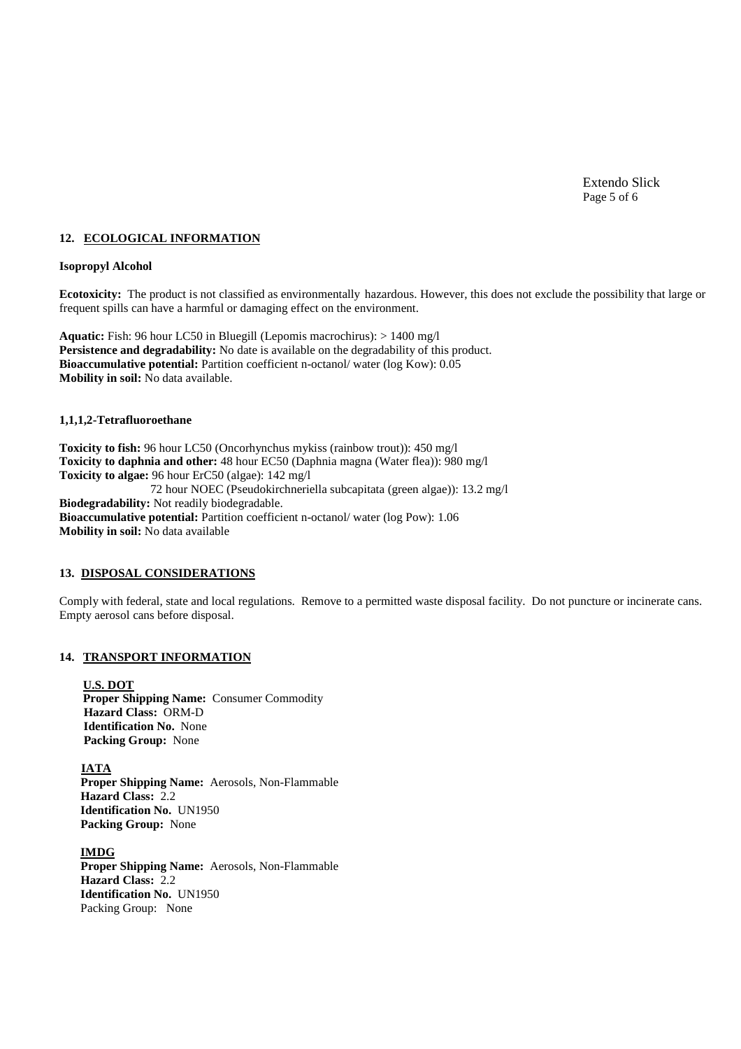## 12. ECOLOGICAL INFORMATION

**Isopropyl Alcohol**

**Ecotoxicity:** The product is not classified as environmentally hazardous. However, this does not exclude the possibility that large or frequent spills can have a harmful or damaging effect on the environment.

**Aquatic:** Fish: 96 hour LC50 in Bluegill (Lepomis macrochirus): > 1400 mg/l
**Persistence and degradability:** No date is available on the degradability of this product.
**Bioaccumulative potential:** Partition coefficient n-octanol/ water (log Kow): 0.05
**Mobility in soil:** No data available.

**1,1,1,2-Tetrafluoroethane**

**Toxicity to fish:** 96 hour LC50 (Oncorhynchus mykiss (rainbow trout)): 450 mg/l
**Toxicity to daphnia and other:** 48 hour EC50 (Daphnia magna (Water flea)): 980 mg/l
**Toxicity to algae:** 96 hour ErC50 (algae): 142 mg/l
72 hour NOEC (Pseudokirchneriella subcapitata (green algae)): 13.2 mg/l
**Biodegradability:** Not readily biodegradable.
**Bioaccumulative potential:** Partition coefficient n-octanol/ water (log Pow): 1.06
**Mobility in soil:** No data available

## 13. DISPOSAL CONSIDERATIONS

Comply with federal, state and local regulations. Remove to a permitted waste disposal facility. Do not puncture or incinerate cans. Empty aerosol cans before disposal.

## 14. TRANSPORT INFORMATION

**U.S. DOT**
**Proper Shipping Name:** Consumer Commodity
**Hazard Class:** ORM-D
**Identification No.** None
**Packing Group:** None

**IATA**
**Proper Shipping Name:** Aerosols, Non-Flammable
**Hazard Class:** 2.2
**Identification No.** UN1950
**Packing Group:** None

**IMDG**
**Proper Shipping Name:** Aerosols, Non-Flammable
**Hazard Class:** 2.2
**Identification No.** UN1950
Packing Group: None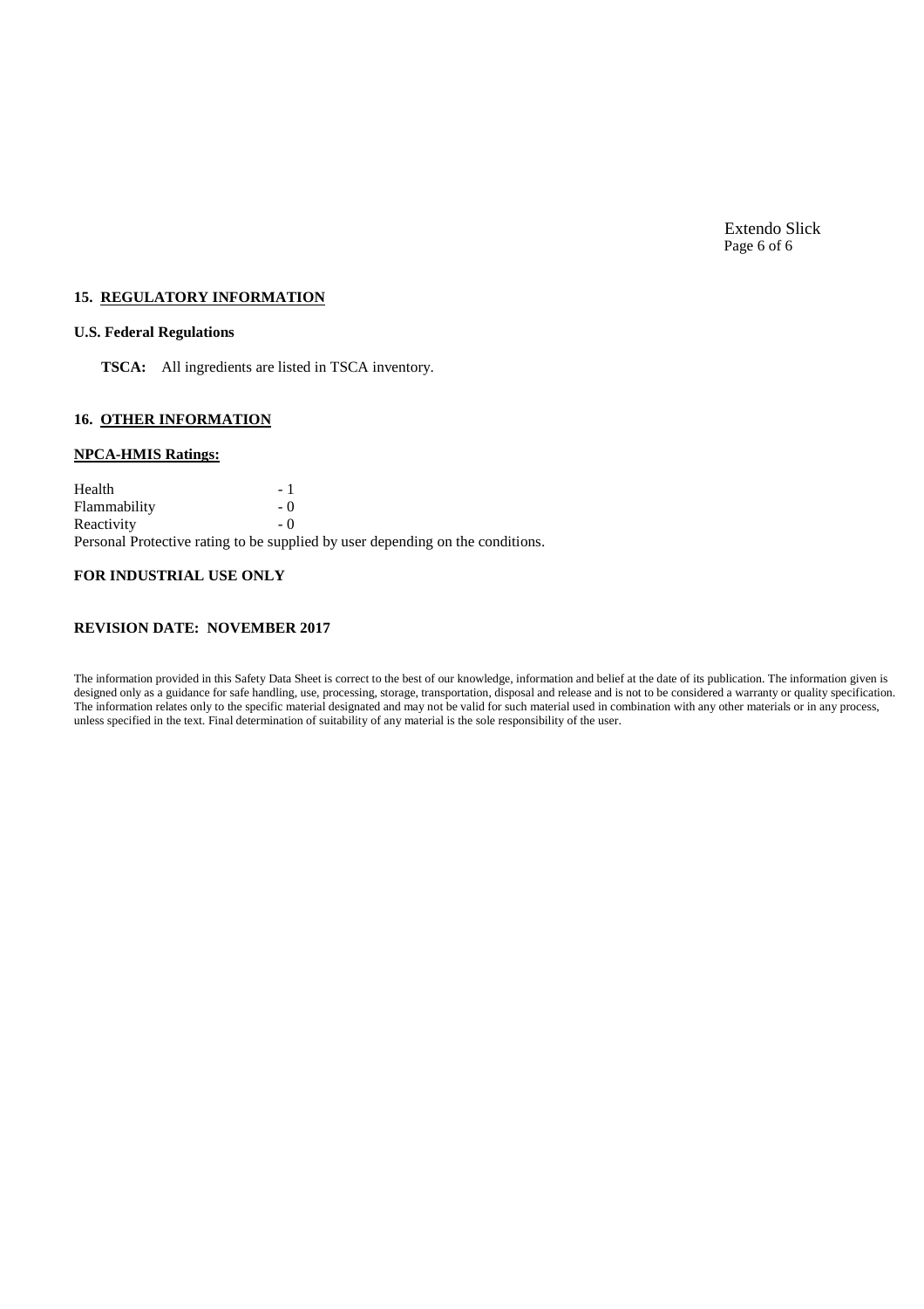## 15. REGULATORY INFORMATION

### U.S. Federal Regulations

**TSCA:** All ingredients are listed in TSCA inventory.

## 16. OTHER INFORMATION

**NPCA-HMIS Ratings:**

Health - 1
Flammability - 0
Reactivity - 0
Personal Protective rating to be supplied by user depending on the conditions.

**FOR INDUSTRIAL USE ONLY**

**REVISION DATE: NOVEMBER 2017**

The information provided in this Safety Data Sheet is correct to the best of our knowledge, information and belief at the date of its publication. The information given is designed only as a guidance for safe handling, use, processing, storage, transportation, disposal and release and is not to be considered a warranty or quality specification. The information relates only to the specific material designated and may not be valid for such material used in combination with any other materials or in any process, unless specified in the text. Final determination of suitability of any material is the sole responsibility of the user.